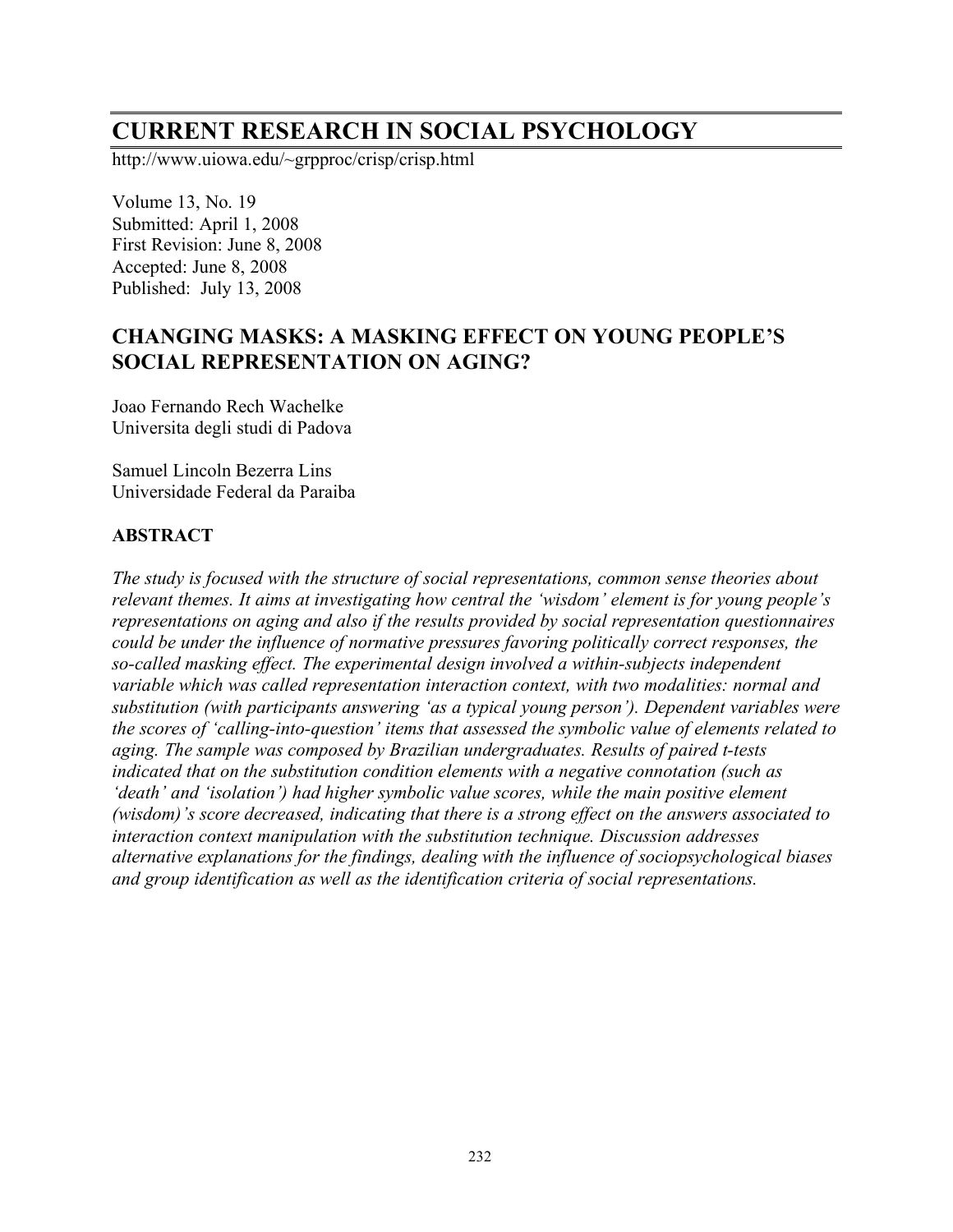# CURRENT RESEARCH IN SOCIAL PSYCHOLOGY

http://www.uiowa.edu/~grpproc/crisp/crisp.html

Volume 13, No. 19
Submitted: April 1, 2008
First Revision: June 8, 2008
Accepted: June 8, 2008
Published: July 13, 2008

## CHANGING MASKS: A MASKING EFFECT ON YOUNG PEOPLE'S SOCIAL REPRESENTATION ON AGING?

Joao Fernando Rech Wachelke
Universita degli studi di Padova

Samuel Lincoln Bezerra Lins
Universidade Federal da Paraiba

### ABSTRACT

*The study is focused with the structure of social representations, common sense theories about relevant themes. It aims at investigating how central the 'wisdom' element is for young people's representations on aging and also if the results provided by social representation questionnaires could be under the influence of normative pressures favoring politically correct responses, the so-called masking effect. The experimental design involved a within-subjects independent variable which was called representation interaction context, with two modalities: normal and substitution (with participants answering 'as a typical young person'). Dependent variables were the scores of 'calling-into-question' items that assessed the symbolic value of elements related to aging. The sample was composed by Brazilian undergraduates. Results of paired t-tests indicated that on the substitution condition elements with a negative connotation (such as 'death' and 'isolation') had higher symbolic value scores, while the main positive element (wisdom)'s score decreased, indicating that there is a strong effect on the answers associated to interaction context manipulation with the substitution technique. Discussion addresses alternative explanations for the findings, dealing with the influence of sociopsychological biases and group identification as well as the identification criteria of social representations.*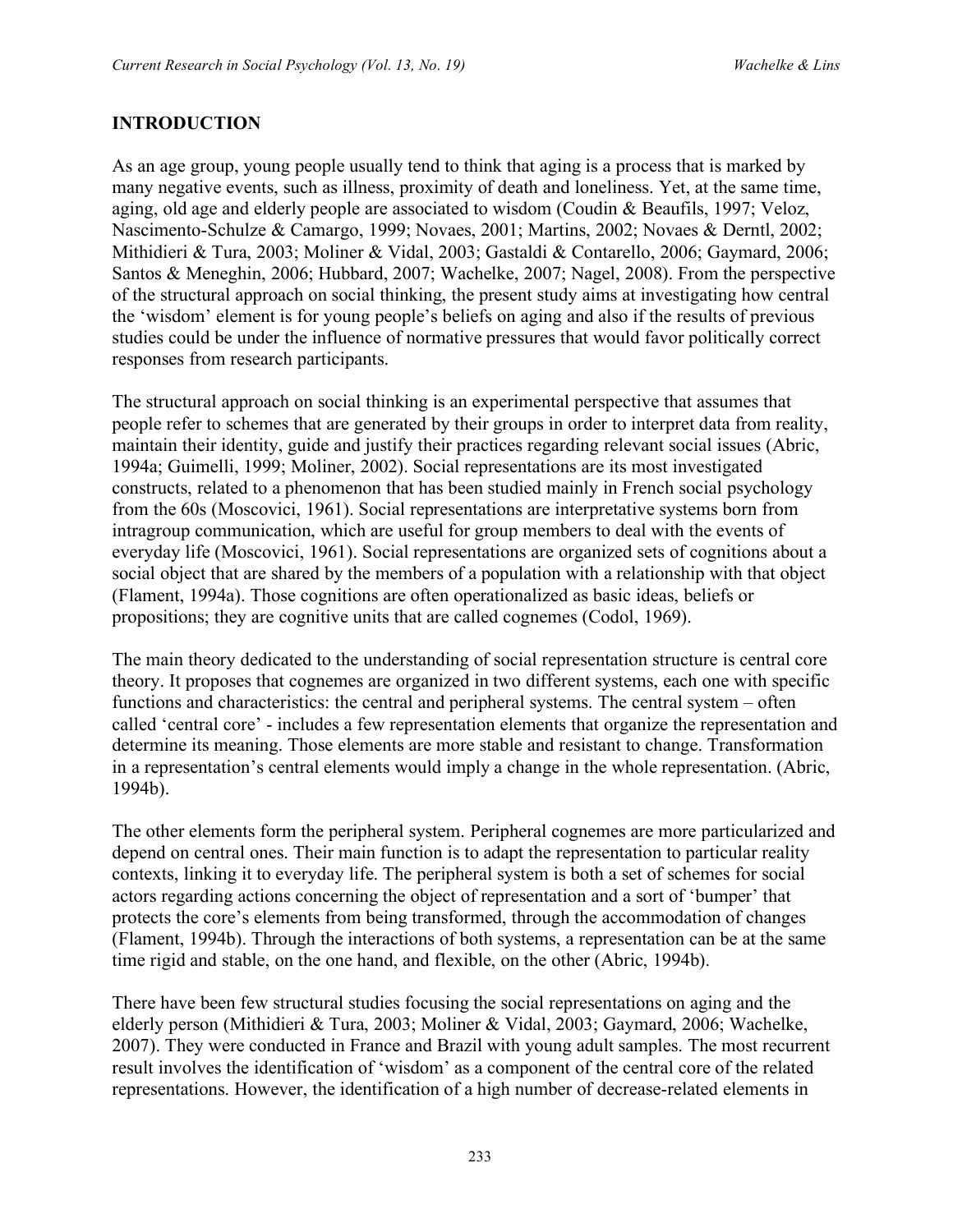## INTRODUCTION

As an age group, young people usually tend to think that aging is a process that is marked by many negative events, such as illness, proximity of death and loneliness. Yet, at the same time, aging, old age and elderly people are associated to wisdom (Coudin & Beaufils, 1997; Veloz, Nascimento-Schulze & Camargo, 1999; Novaes, 2001; Martins, 2002; Novaes & Derntl, 2002; Mithidieri & Tura, 2003; Moliner & Vidal, 2003; Gastaldi & Contarello, 2006; Gaymard, 2006; Santos & Meneghin, 2006; Hubbard, 2007; Wachelke, 2007; Nagel, 2008). From the perspective of the structural approach on social thinking, the present study aims at investigating how central the 'wisdom' element is for young people's beliefs on aging and also if the results of previous studies could be under the influence of normative pressures that would favor politically correct responses from research participants.

The structural approach on social thinking is an experimental perspective that assumes that people refer to schemes that are generated by their groups in order to interpret data from reality, maintain their identity, guide and justify their practices regarding relevant social issues (Abric, 1994a; Guimelli, 1999; Moliner, 2002). Social representations are its most investigated constructs, related to a phenomenon that has been studied mainly in French social psychology from the 60s (Moscovici, 1961). Social representations are interpretative systems born from intragroup communication, which are useful for group members to deal with the events of everyday life (Moscovici, 1961). Social representations are organized sets of cognitions about a social object that are shared by the members of a population with a relationship with that object (Flament, 1994a). Those cognitions are often operationalized as basic ideas, beliefs or propositions; they are cognitive units that are called cognemes (Codol, 1969).

The main theory dedicated to the understanding of social representation structure is central core theory. It proposes that cognemes are organized in two different systems, each one with specific functions and characteristics: the central and peripheral systems. The central system – often called 'central core' - includes a few representation elements that organize the representation and determine its meaning. Those elements are more stable and resistant to change. Transformation in a representation's central elements would imply a change in the whole representation. (Abric, 1994b).

The other elements form the peripheral system. Peripheral cognemes are more particularized and depend on central ones. Their main function is to adapt the representation to particular reality contexts, linking it to everyday life. The peripheral system is both a set of schemes for social actors regarding actions concerning the object of representation and a sort of 'bumper' that protects the core's elements from being transformed, through the accommodation of changes (Flament, 1994b). Through the interactions of both systems, a representation can be at the same time rigid and stable, on the one hand, and flexible, on the other (Abric, 1994b).

There have been few structural studies focusing the social representations on aging and the elderly person (Mithidieri & Tura, 2003; Moliner & Vidal, 2003; Gaymard, 2006; Wachelke, 2007). They were conducted in France and Brazil with young adult samples. The most recurrent result involves the identification of 'wisdom' as a component of the central core of the related representations. However, the identification of a high number of decrease-related elements in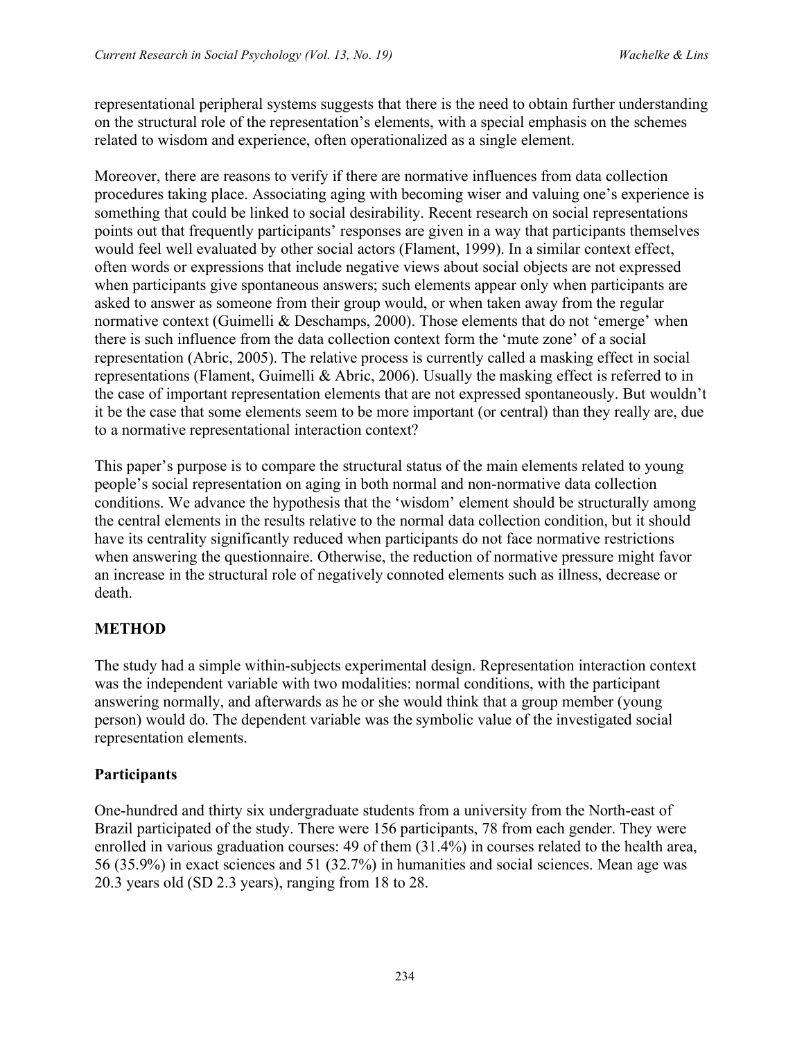representational peripheral systems suggests that there is the need to obtain further understanding on the structural role of the representation's elements, with a special emphasis on the schemes related to wisdom and experience, often operationalized as a single element.

Moreover, there are reasons to verify if there are normative influences from data collection procedures taking place. Associating aging with becoming wiser and valuing one's experience is something that could be linked to social desirability. Recent research on social representations points out that frequently participants' responses are given in a way that participants themselves would feel well evaluated by other social actors (Flament, 1999). In a similar context effect, often words or expressions that include negative views about social objects are not expressed when participants give spontaneous answers; such elements appear only when participants are asked to answer as someone from their group would, or when taken away from the regular normative context (Guimelli & Deschamps, 2000). Those elements that do not 'emerge' when there is such influence from the data collection context form the 'mute zone' of a social representation (Abric, 2005). The relative process is currently called a masking effect in social representations (Flament, Guimelli & Abric, 2006). Usually the masking effect is referred to in the case of important representation elements that are not expressed spontaneously. But wouldn't it be the case that some elements seem to be more important (or central) than they really are, due to a normative representational interaction context?

This paper's purpose is to compare the structural status of the main elements related to young people's social representation on aging in both normal and non-normative data collection conditions. We advance the hypothesis that the 'wisdom' element should be structurally among the central elements in the results relative to the normal data collection condition, but it should have its centrality significantly reduced when participants do not face normative restrictions when answering the questionnaire. Otherwise, the reduction of normative pressure might favor an increase in the structural role of negatively connoted elements such as illness, decrease or death.

## METHOD

The study had a simple within-subjects experimental design. Representation interaction context was the independent variable with two modalities: normal conditions, with the participant answering normally, and afterwards as he or she would think that a group member (young person) would do. The dependent variable was the symbolic value of the investigated social representation elements.

### Participants

One-hundred and thirty six undergraduate students from a university from the North-east of Brazil participated of the study. There were 156 participants, 78 from each gender. They were enrolled in various graduation courses: 49 of them (31.4%) in courses related to the health area, 56 (35.9%) in exact sciences and 51 (32.7%) in humanities and social sciences. Mean age was 20.3 years old (SD 2.3 years), ranging from 18 to 28.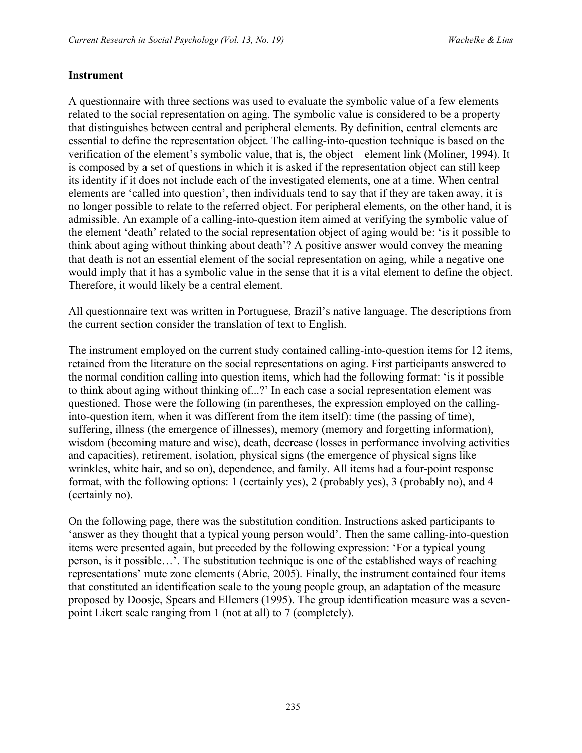## Instrument

A questionnaire with three sections was used to evaluate the symbolic value of a few elements related to the social representation on aging. The symbolic value is considered to be a property that distinguishes between central and peripheral elements. By definition, central elements are essential to define the representation object. The calling-into-question technique is based on the verification of the element's symbolic value, that is, the object – element link (Moliner, 1994). It is composed by a set of questions in which it is asked if the representation object can still keep its identity if it does not include each of the investigated elements, one at a time. When central elements are 'called into question', then individuals tend to say that if they are taken away, it is no longer possible to relate to the referred object. For peripheral elements, on the other hand, it is admissible. An example of a calling-into-question item aimed at verifying the symbolic value of the element 'death' related to the social representation object of aging would be: 'is it possible to think about aging without thinking about death'? A positive answer would convey the meaning that death is not an essential element of the social representation on aging, while a negative one would imply that it has a symbolic value in the sense that it is a vital element to define the object. Therefore, it would likely be a central element.

All questionnaire text was written in Portuguese, Brazil's native language. The descriptions from the current section consider the translation of text to English.

The instrument employed on the current study contained calling-into-question items for 12 items, retained from the literature on the social representations on aging. First participants answered to the normal condition calling into question items, which had the following format: 'is it possible to think about aging without thinking of...?' In each case a social representation element was questioned. Those were the following (in parentheses, the expression employed on the calling-into-question item, when it was different from the item itself): time (the passing of time), suffering, illness (the emergence of illnesses), memory (memory and forgetting information), wisdom (becoming mature and wise), death, decrease (losses in performance involving activities and capacities), retirement, isolation, physical signs (the emergence of physical signs like wrinkles, white hair, and so on), dependence, and family. All items had a four-point response format, with the following options: 1 (certainly yes), 2 (probably yes), 3 (probably no), and 4 (certainly no).

On the following page, there was the substitution condition. Instructions asked participants to 'answer as they thought that a typical young person would'. Then the same calling-into-question items were presented again, but preceded by the following expression: 'For a typical young person, is it possible…'. The substitution technique is one of the established ways of reaching representations' mute zone elements (Abric, 2005). Finally, the instrument contained four items that constituted an identification scale to the young people group, an adaptation of the measure proposed by Doosje, Spears and Ellemers (1995). The group identification measure was a seven-point Likert scale ranging from 1 (not at all) to 7 (completely).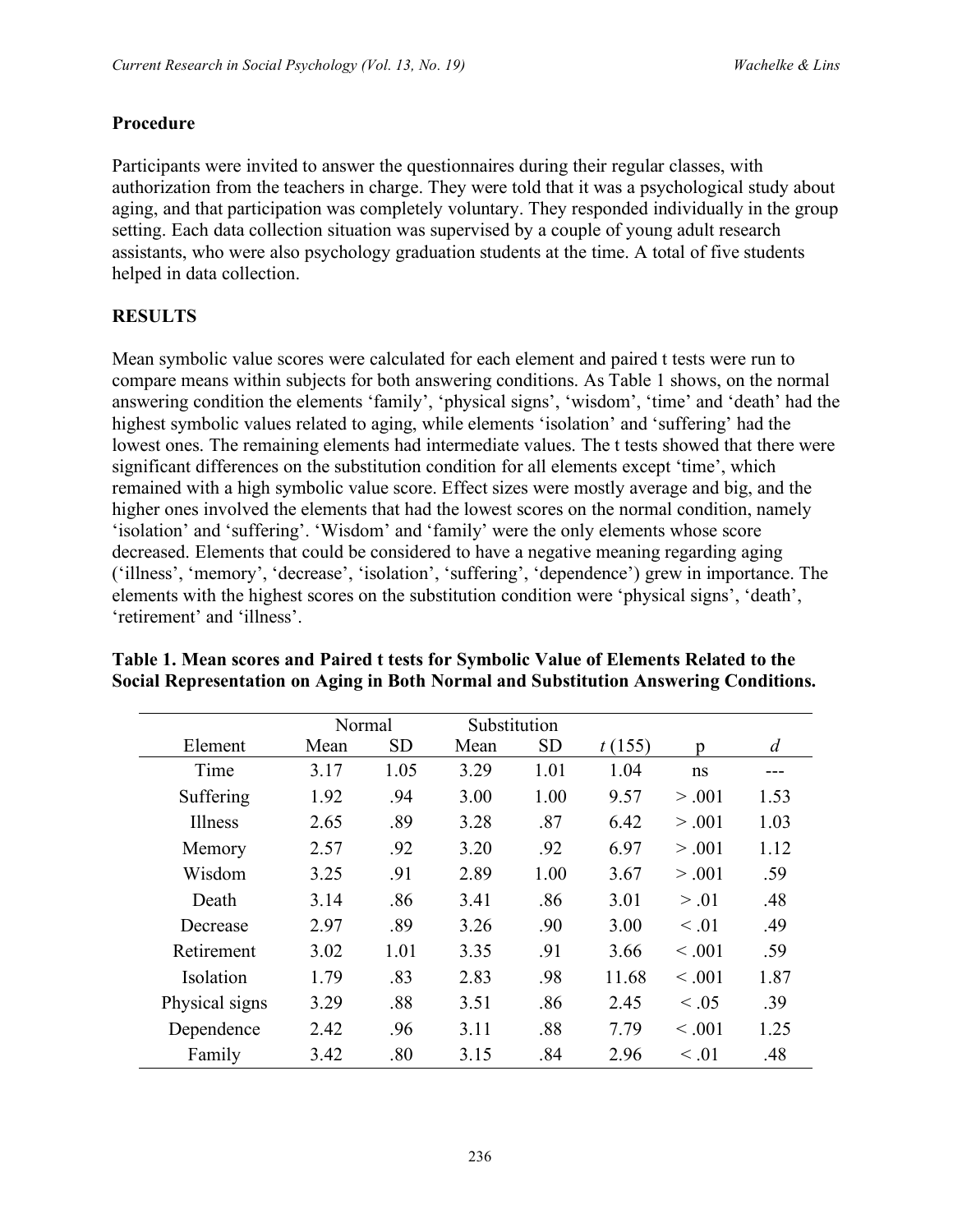## Procedure

Participants were invited to answer the questionnaires during their regular classes, with authorization from the teachers in charge. They were told that it was a psychological study about aging, and that participation was completely voluntary. They responded individually in the group setting. Each data collection situation was supervised by a couple of young adult research assistants, who were also psychology graduation students at the time. A total of five students helped in data collection.

## RESULTS

Mean symbolic value scores were calculated for each element and paired t tests were run to compare means within subjects for both answering conditions. As Table 1 shows, on the normal answering condition the elements 'family', 'physical signs', 'wisdom', 'time' and 'death' had the highest symbolic values related to aging, while elements 'isolation' and 'suffering' had the lowest ones. The remaining elements had intermediate values. The t tests showed that there were significant differences on the substitution condition for all elements except 'time', which remained with a high symbolic value score. Effect sizes were mostly average and big, and the higher ones involved the elements that had the lowest scores on the normal condition, namely 'isolation' and 'suffering'. 'Wisdom' and 'family' were the only elements whose score decreased. Elements that could be considered to have a negative meaning regarding aging ('illness', 'memory', 'decrease', 'isolation', 'suffering', 'dependence') grew in importance. The elements with the highest scores on the substitution condition were 'physical signs', 'death', 'retirement' and 'illness'.

**Table 1. Mean scores and Paired t tests for Symbolic Value of Elements Related to the Social Representation on Aging in Both Normal and Substitution Answering Conditions.**

| | Normal | | Substitution | | | | |
|---|---|---|---|---|---|---|---|
| Element | Mean | SD | Mean | SD | *t* (155) | p | *d* |
| Time | 3.17 | 1.05 | 3.29 | 1.01 | 1.04 | ns | --- |
| Suffering | 1.92 | .94 | 3.00 | 1.00 | 9.57 | > .001 | 1.53 |
| Illness | 2.65 | .89 | 3.28 | .87 | 6.42 | > .001 | 1.03 |
| Memory | 2.57 | .92 | 3.20 | .92 | 6.97 | > .001 | 1.12 |
| Wisdom | 3.25 | .91 | 2.89 | 1.00 | 3.67 | > .001 | .59 |
| Death | 3.14 | .86 | 3.41 | .86 | 3.01 | > .01 | .48 |
| Decrease | 2.97 | .89 | 3.26 | .90 | 3.00 | < .01 | .49 |
| Retirement | 3.02 | 1.01 | 3.35 | .91 | 3.66 | < .001 | .59 |
| Isolation | 1.79 | .83 | 2.83 | .98 | 11.68 | < .001 | 1.87 |
| Physical signs | 3.29 | .88 | 3.51 | .86 | 2.45 | < .05 | .39 |
| Dependence | 2.42 | .96 | 3.11 | .88 | 7.79 | < .001 | 1.25 |
| Family | 3.42 | .80 | 3.15 | .84 | 2.96 | < .01 | .48 |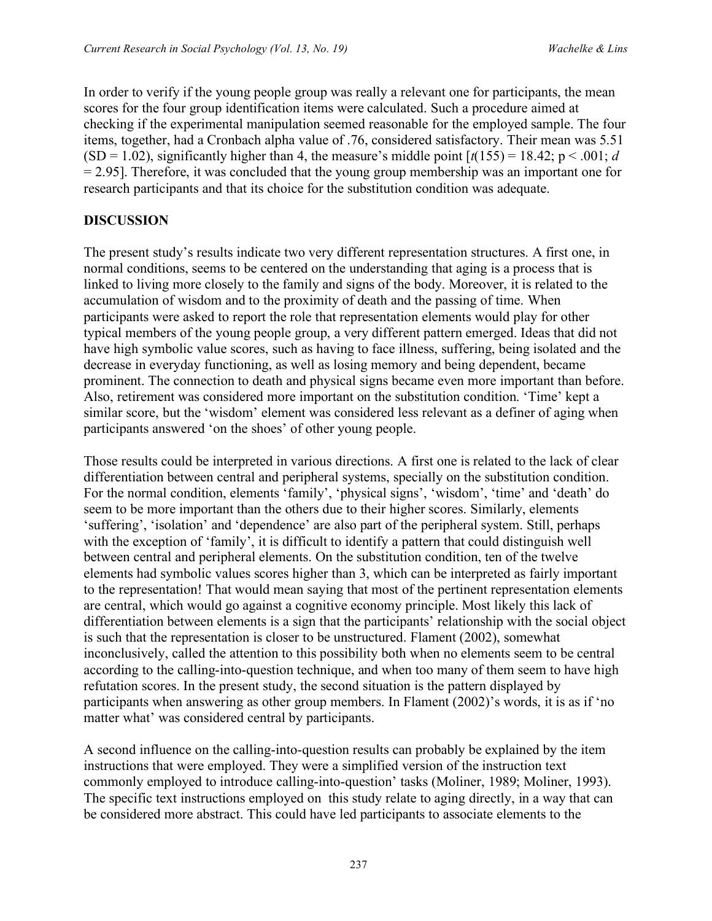In order to verify if the young people group was really a relevant one for participants, the mean scores for the four group identification items were calculated. Such a procedure aimed at checking if the experimental manipulation seemed reasonable for the employed sample. The four items, together, had a Cronbach alpha value of .76, considered satisfactory. Their mean was 5.51 (SD = 1.02), significantly higher than 4, the measure's middle point [$t(155) = 18.42$; $p < .001$; $d = 2.95$]. Therefore, it was concluded that the young group membership was an important one for research participants and that its choice for the substitution condition was adequate.

## DISCUSSION

The present study's results indicate two very different representation structures. A first one, in normal conditions, seems to be centered on the understanding that aging is a process that is linked to living more closely to the family and signs of the body. Moreover, it is related to the accumulation of wisdom and to the proximity of death and the passing of time. When participants were asked to report the role that representation elements would play for other typical members of the young people group, a very different pattern emerged. Ideas that did not have high symbolic value scores, such as having to face illness, suffering, being isolated and the decrease in everyday functioning, as well as losing memory and being dependent, became prominent. The connection to death and physical signs became even more important than before. Also, retirement was considered more important on the substitution condition. 'Time' kept a similar score, but the 'wisdom' element was considered less relevant as a definer of aging when participants answered 'on the shoes' of other young people.

Those results could be interpreted in various directions. A first one is related to the lack of clear differentiation between central and peripheral systems, specially on the substitution condition. For the normal condition, elements 'family', 'physical signs', 'wisdom', 'time' and 'death' do seem to be more important than the others due to their higher scores. Similarly, elements 'suffering', 'isolation' and 'dependence' are also part of the peripheral system. Still, perhaps with the exception of 'family', it is difficult to identify a pattern that could distinguish well between central and peripheral elements. On the substitution condition, ten of the twelve elements had symbolic values scores higher than 3, which can be interpreted as fairly important to the representation! That would mean saying that most of the pertinent representation elements are central, which would go against a cognitive economy principle. Most likely this lack of differentiation between elements is a sign that the participants' relationship with the social object is such that the representation is closer to be unstructured. Flament (2002), somewhat inconclusively, called the attention to this possibility both when no elements seem to be central according to the calling-into-question technique, and when too many of them seem to have high refutation scores. In the present study, the second situation is the pattern displayed by participants when answering as other group members. In Flament (2002)'s words, it is as if 'no matter what' was considered central by participants.

A second influence on the calling-into-question results can probably be explained by the item instructions that were employed. They were a simplified version of the instruction text commonly employed to introduce calling-into-question' tasks (Moliner, 1989; Moliner, 1993). The specific text instructions employed on this study relate to aging directly, in a way that can be considered more abstract. This could have led participants to associate elements to the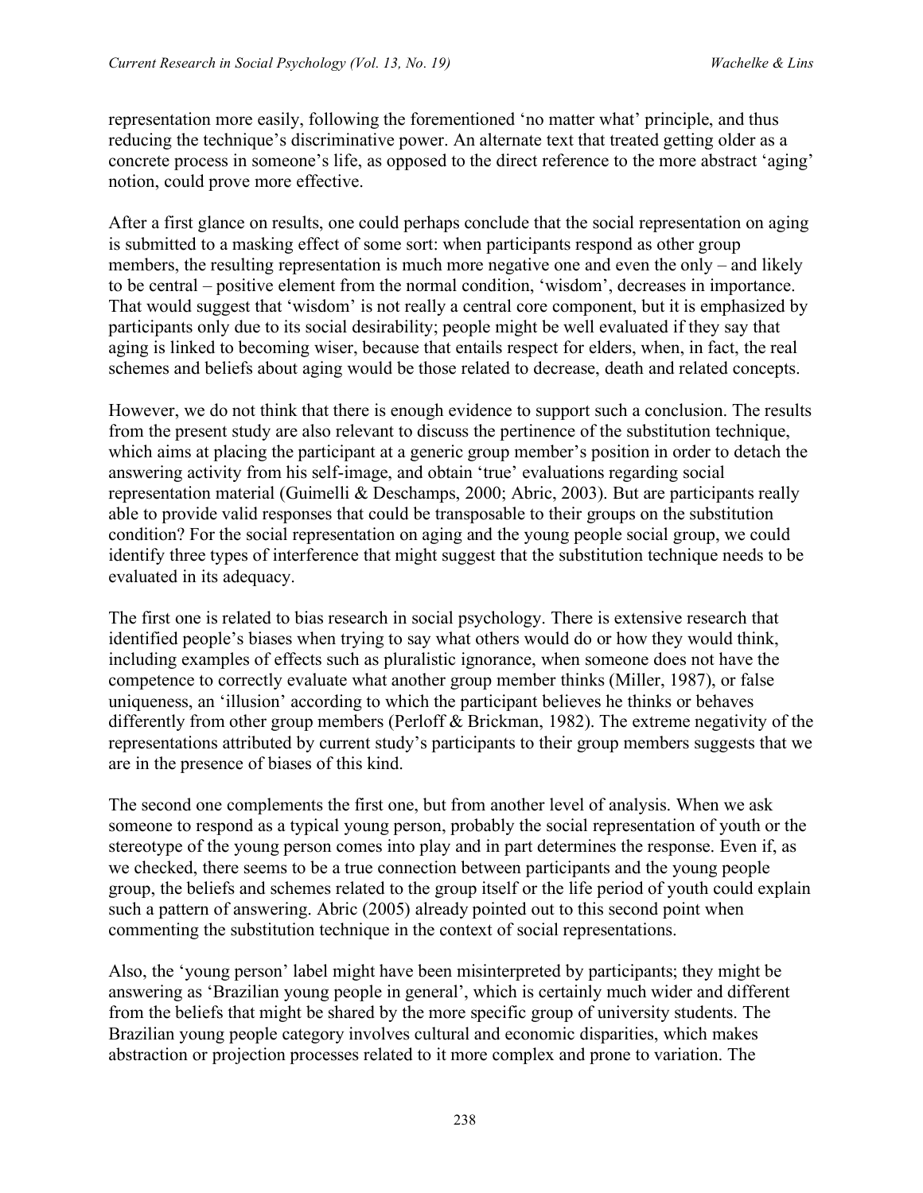representation more easily, following the forementioned 'no matter what' principle, and thus reducing the technique's discriminative power. An alternate text that treated getting older as a concrete process in someone's life, as opposed to the direct reference to the more abstract 'aging' notion, could prove more effective.

After a first glance on results, one could perhaps conclude that the social representation on aging is submitted to a masking effect of some sort: when participants respond as other group members, the resulting representation is much more negative one and even the only – and likely to be central – positive element from the normal condition, 'wisdom', decreases in importance. That would suggest that 'wisdom' is not really a central core component, but it is emphasized by participants only due to its social desirability; people might be well evaluated if they say that aging is linked to becoming wiser, because that entails respect for elders, when, in fact, the real schemes and beliefs about aging would be those related to decrease, death and related concepts.

However, we do not think that there is enough evidence to support such a conclusion. The results from the present study are also relevant to discuss the pertinence of the substitution technique, which aims at placing the participant at a generic group member's position in order to detach the answering activity from his self-image, and obtain 'true' evaluations regarding social representation material (Guimelli & Deschamps, 2000; Abric, 2003). But are participants really able to provide valid responses that could be transposable to their groups on the substitution condition? For the social representation on aging and the young people social group, we could identify three types of interference that might suggest that the substitution technique needs to be evaluated in its adequacy.

The first one is related to bias research in social psychology. There is extensive research that identified people's biases when trying to say what others would do or how they would think, including examples of effects such as pluralistic ignorance, when someone does not have the competence to correctly evaluate what another group member thinks (Miller, 1987), or false uniqueness, an 'illusion' according to which the participant believes he thinks or behaves differently from other group members (Perloff & Brickman, 1982). The extreme negativity of the representations attributed by current study's participants to their group members suggests that we are in the presence of biases of this kind.

The second one complements the first one, but from another level of analysis. When we ask someone to respond as a typical young person, probably the social representation of youth or the stereotype of the young person comes into play and in part determines the response. Even if, as we checked, there seems to be a true connection between participants and the young people group, the beliefs and schemes related to the group itself or the life period of youth could explain such a pattern of answering. Abric (2005) already pointed out to this second point when commenting the substitution technique in the context of social representations.

Also, the 'young person' label might have been misinterpreted by participants; they might be answering as 'Brazilian young people in general', which is certainly much wider and different from the beliefs that might be shared by the more specific group of university students. The Brazilian young people category involves cultural and economic disparities, which makes abstraction or projection processes related to it more complex and prone to variation. The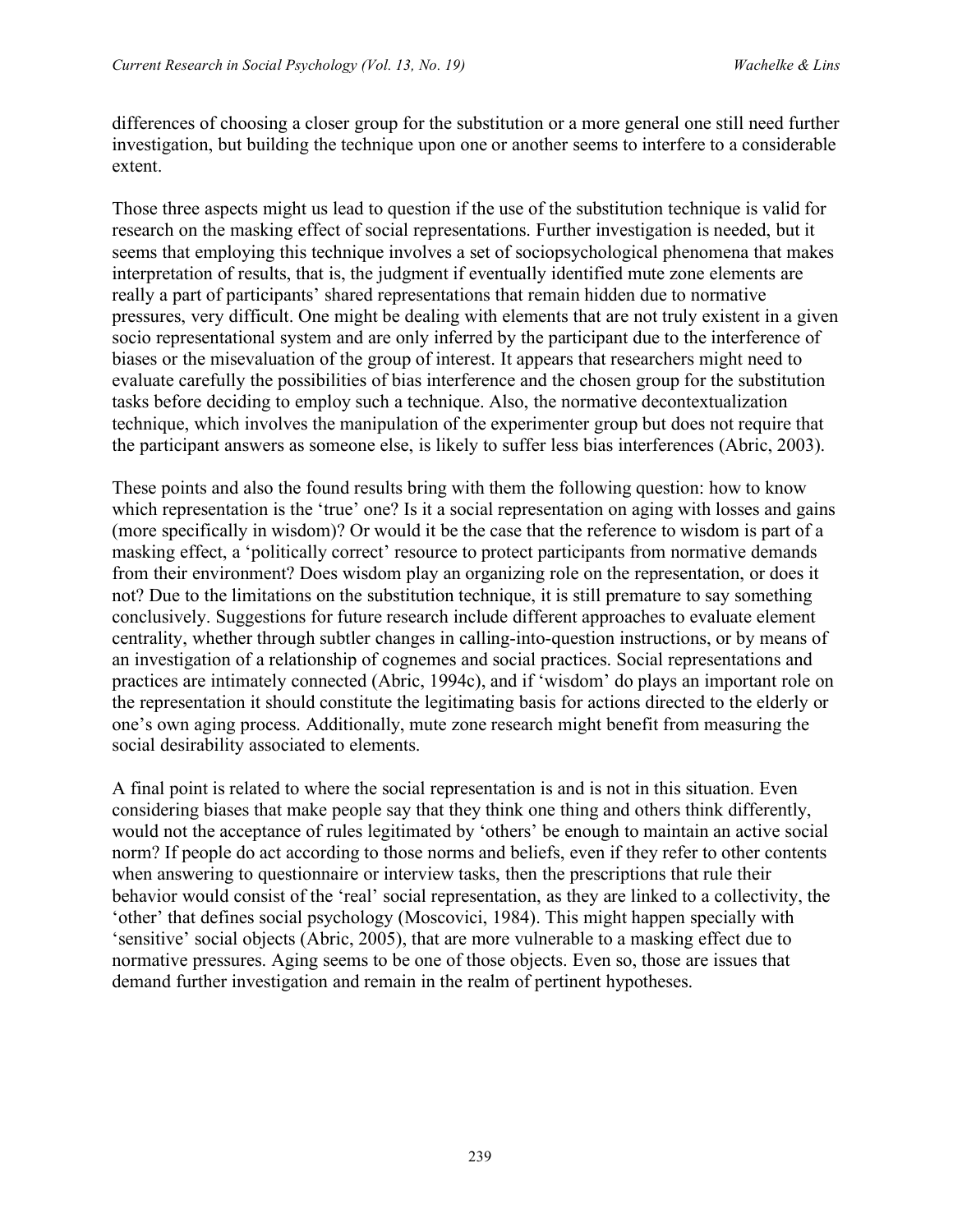differences of choosing a closer group for the substitution or a more general one still need further investigation, but building the technique upon one or another seems to interfere to a considerable extent.

Those three aspects might us lead to question if the use of the substitution technique is valid for research on the masking effect of social representations. Further investigation is needed, but it seems that employing this technique involves a set of sociopsychological phenomena that makes interpretation of results, that is, the judgment if eventually identified mute zone elements are really a part of participants' shared representations that remain hidden due to normative pressures, very difficult. One might be dealing with elements that are not truly existent in a given socio representational system and are only inferred by the participant due to the interference of biases or the misevaluation of the group of interest. It appears that researchers might need to evaluate carefully the possibilities of bias interference and the chosen group for the substitution tasks before deciding to employ such a technique. Also, the normative decontextualization technique, which involves the manipulation of the experimenter group but does not require that the participant answers as someone else, is likely to suffer less bias interferences (Abric, 2003).

These points and also the found results bring with them the following question: how to know which representation is the 'true' one? Is it a social representation on aging with losses and gains (more specifically in wisdom)? Or would it be the case that the reference to wisdom is part of a masking effect, a 'politically correct' resource to protect participants from normative demands from their environment? Does wisdom play an organizing role on the representation, or does it not? Due to the limitations on the substitution technique, it is still premature to say something conclusively. Suggestions for future research include different approaches to evaluate element centrality, whether through subtler changes in calling-into-question instructions, or by means of an investigation of a relationship of cognemes and social practices. Social representations and practices are intimately connected (Abric, 1994c), and if 'wisdom' do plays an important role on the representation it should constitute the legitimating basis for actions directed to the elderly or one's own aging process. Additionally, mute zone research might benefit from measuring the social desirability associated to elements.

A final point is related to where the social representation is and is not in this situation. Even considering biases that make people say that they think one thing and others think differently, would not the acceptance of rules legitimated by 'others' be enough to maintain an active social norm? If people do act according to those norms and beliefs, even if they refer to other contents when answering to questionnaire or interview tasks, then the prescriptions that rule their behavior would consist of the 'real' social representation, as they are linked to a collectivity, the 'other' that defines social psychology (Moscovici, 1984). This might happen specially with 'sensitive' social objects (Abric, 2005), that are more vulnerable to a masking effect due to normative pressures. Aging seems to be one of those objects. Even so, those are issues that demand further investigation and remain in the realm of pertinent hypotheses.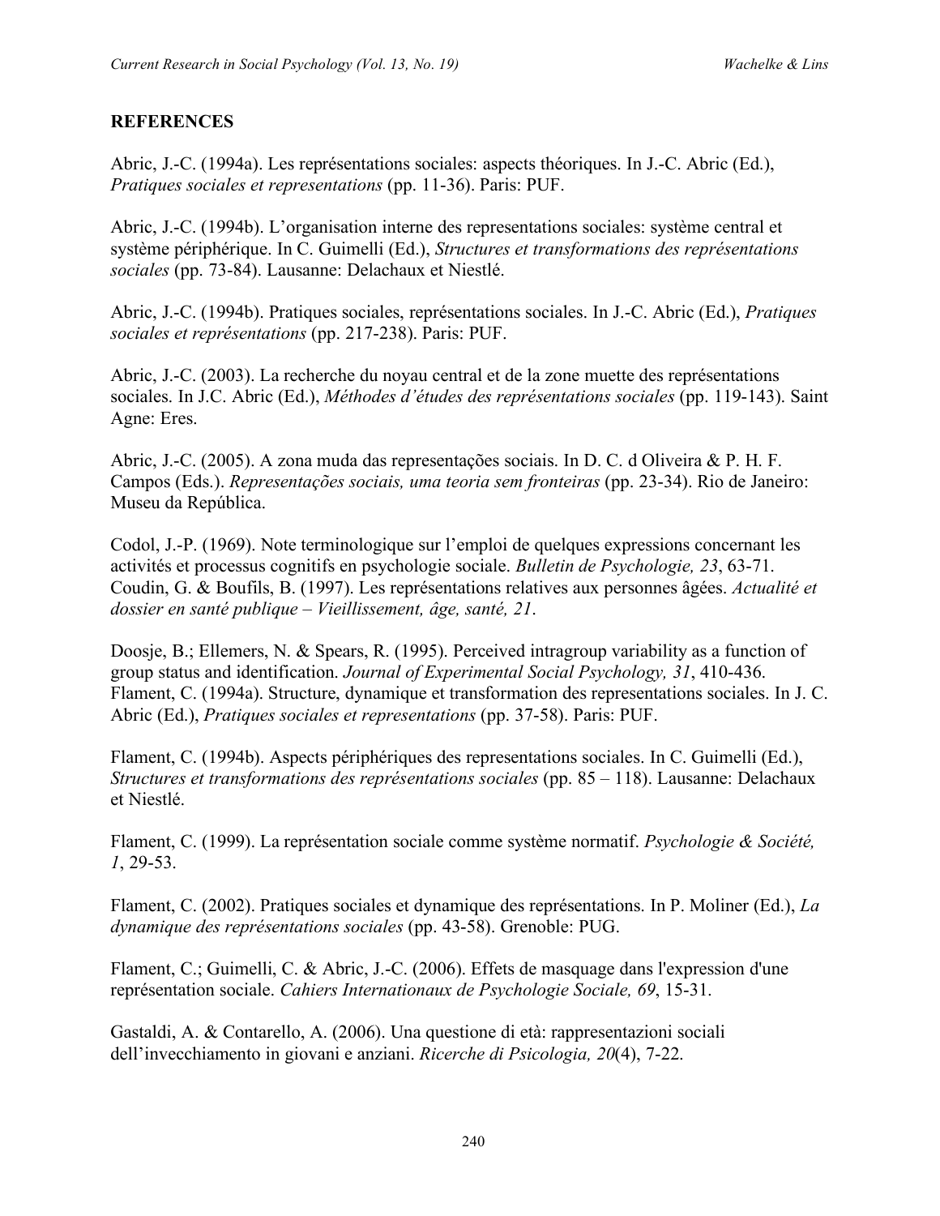## REFERENCES

Abric, J.-C. (1994a). Les représentations sociales: aspects théoriques. In J.-C. Abric (Ed.), *Pratiques sociales et representations* (pp. 11-36). Paris: PUF.

Abric, J.-C. (1994b). L'organisation interne des representations sociales: système central et système périphérique. In C. Guimelli (Ed.), *Structures et transformations des représentations sociales* (pp. 73-84). Lausanne: Delachaux et Niestlé.

Abric, J.-C. (1994b). Pratiques sociales, représentations sociales. In J.-C. Abric (Ed.), *Pratiques sociales et représentations* (pp. 217-238). Paris: PUF.

Abric, J.-C. (2003). La recherche du noyau central et de la zone muette des représentations sociales. In J.C. Abric (Ed.), *Méthodes d'études des représentations sociales* (pp. 119-143). Saint Agne: Eres.

Abric, J.-C. (2005). A zona muda das representações sociais. In D. C. d Oliveira & P. H. F. Campos (Eds.). *Representações sociais, uma teoria sem fronteiras* (pp. 23-34). Rio de Janeiro: Museu da República.

Codol, J.-P. (1969). Note terminologique sur l'emploi de quelques expressions concernant les activités et processus cognitifs en psychologie sociale. *Bulletin de Psychologie, 23*, 63-71.

Coudin, G. & Boufils, B. (1997). Les représentations relatives aux personnes âgées. *Actualité et dossier en santé publique – Vieillissement, âge, santé, 21*.

Doosje, B.; Ellemers, N. & Spears, R. (1995). Perceived intragroup variability as a function of group status and identification. *Journal of Experimental Social Psychology, 31*, 410-436.

Flament, C. (1994a). Structure, dynamique et transformation des representations sociales. In J. C. Abric (Ed.), *Pratiques sociales et representations* (pp. 37-58). Paris: PUF.

Flament, C. (1994b). Aspects périphériques des representations sociales. In C. Guimelli (Ed.), *Structures et transformations des représentations sociales* (pp. 85 – 118). Lausanne: Delachaux et Niestlé.

Flament, C. (1999). La représentation sociale comme système normatif. *Psychologie & Société, 1*, 29-53.

Flament, C. (2002). Pratiques sociales et dynamique des représentations. In P. Moliner (Ed.), *La dynamique des représentations sociales* (pp. 43-58). Grenoble: PUG.

Flament, C.; Guimelli, C. & Abric, J.-C. (2006). Effets de masquage dans l'expression d'une représentation sociale. *Cahiers Internationaux de Psychologie Sociale, 69*, 15-31.

Gastaldi, A. & Contarello, A. (2006). Una questione di età: rappresentazioni sociali dell'invecchiamento in giovani e anziani. *Ricerche di Psicologia, 20*(4), 7-22.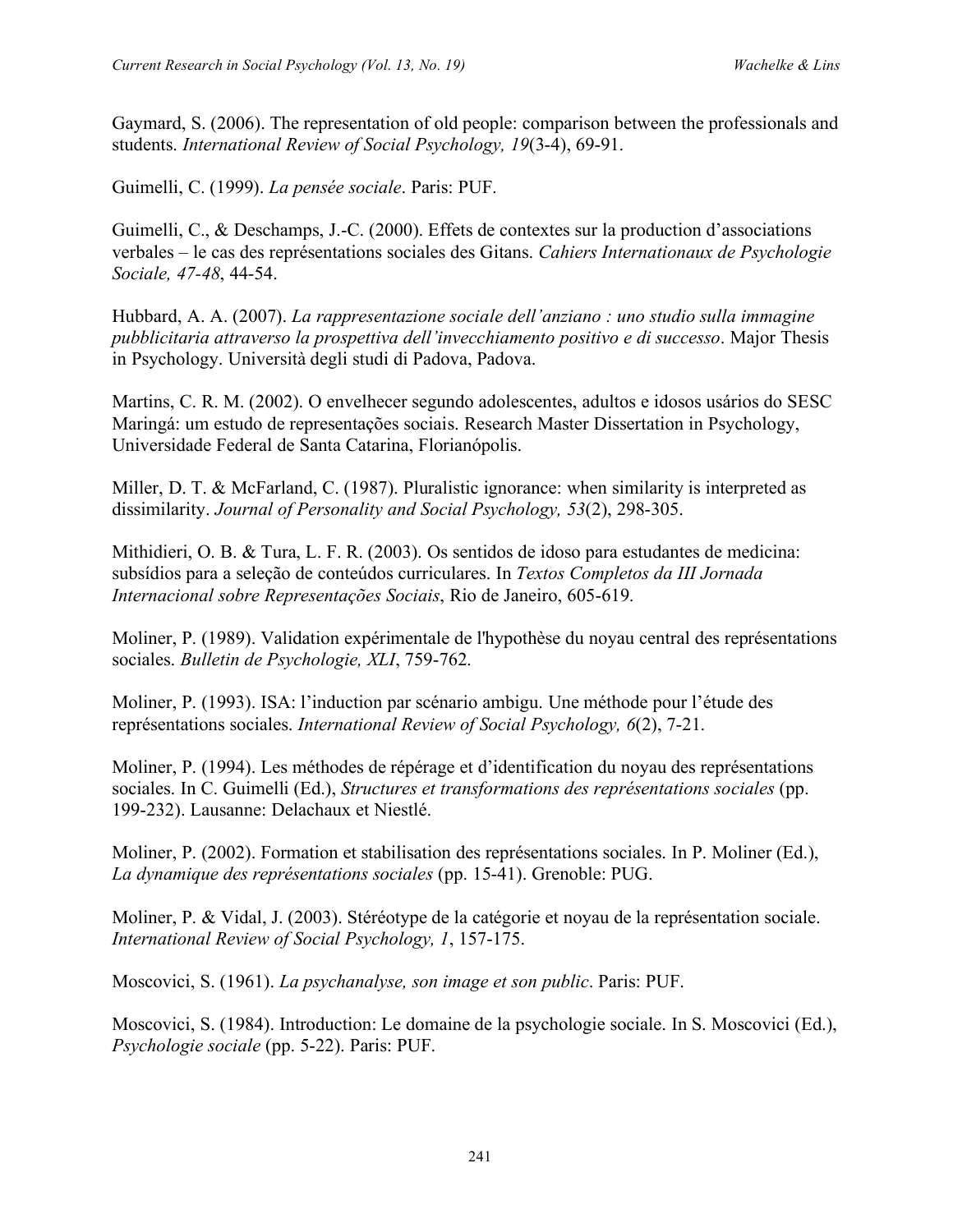Gaymard, S. (2006). The representation of old people: comparison between the professionals and students. *International Review of Social Psychology, 19*(3-4), 69-91.

Guimelli, C. (1999). *La pensée sociale*. Paris: PUF.

Guimelli, C., & Deschamps, J.-C. (2000). Effets de contextes sur la production d'associations verbales – le cas des représentations sociales des Gitans. *Cahiers Internationaux de Psychologie Sociale, 47-48*, 44-54.

Hubbard, A. A. (2007). *La rappresentazione sociale dell'anziano : uno studio sulla immagine pubblicitaria attraverso la prospettiva dell'invecchiamento positivo e di successo*. Major Thesis in Psychology. Università degli studi di Padova, Padova.

Martins, C. R. M. (2002). O envelhecer segundo adolescentes, adultos e idosos usários do SESC Maringá: um estudo de representações sociais. Research Master Dissertation in Psychology, Universidade Federal de Santa Catarina, Florianópolis.

Miller, D. T. & McFarland, C. (1987). Pluralistic ignorance: when similarity is interpreted as dissimilarity. *Journal of Personality and Social Psychology, 53*(2), 298-305.

Mithidieri, O. B. & Tura, L. F. R. (2003). Os sentidos de idoso para estudantes de medicina: subsídios para a seleção de conteúdos curriculares. In *Textos Completos da III Jornada Internacional sobre Representações Sociais*, Rio de Janeiro, 605-619.

Moliner, P. (1989). Validation expérimentale de l'hypothèse du noyau central des représentations sociales. *Bulletin de Psychologie, XLI*, 759-762.

Moliner, P. (1993). ISA: l'induction par scénario ambigu. Une méthode pour l'étude des représentations sociales. *International Review of Social Psychology, 6*(2), 7-21.

Moliner, P. (1994). Les méthodes de répérage et d'identification du noyau des représentations sociales. In C. Guimelli (Ed.), *Structures et transformations des représentations sociales* (pp. 199-232). Lausanne: Delachaux et Niestlé.

Moliner, P. (2002). Formation et stabilisation des représentations sociales. In P. Moliner (Ed.), *La dynamique des représentations sociales* (pp. 15-41). Grenoble: PUG.

Moliner, P. & Vidal, J. (2003). Stéréotype de la catégorie et noyau de la représentation sociale. *International Review of Social Psychology, 1*, 157-175.

Moscovici, S. (1961). *La psychanalyse, son image et son public*. Paris: PUF.

Moscovici, S. (1984). Introduction: Le domaine de la psychologie sociale. In S. Moscovici (Ed.), *Psychologie sociale* (pp. 5-22). Paris: PUF.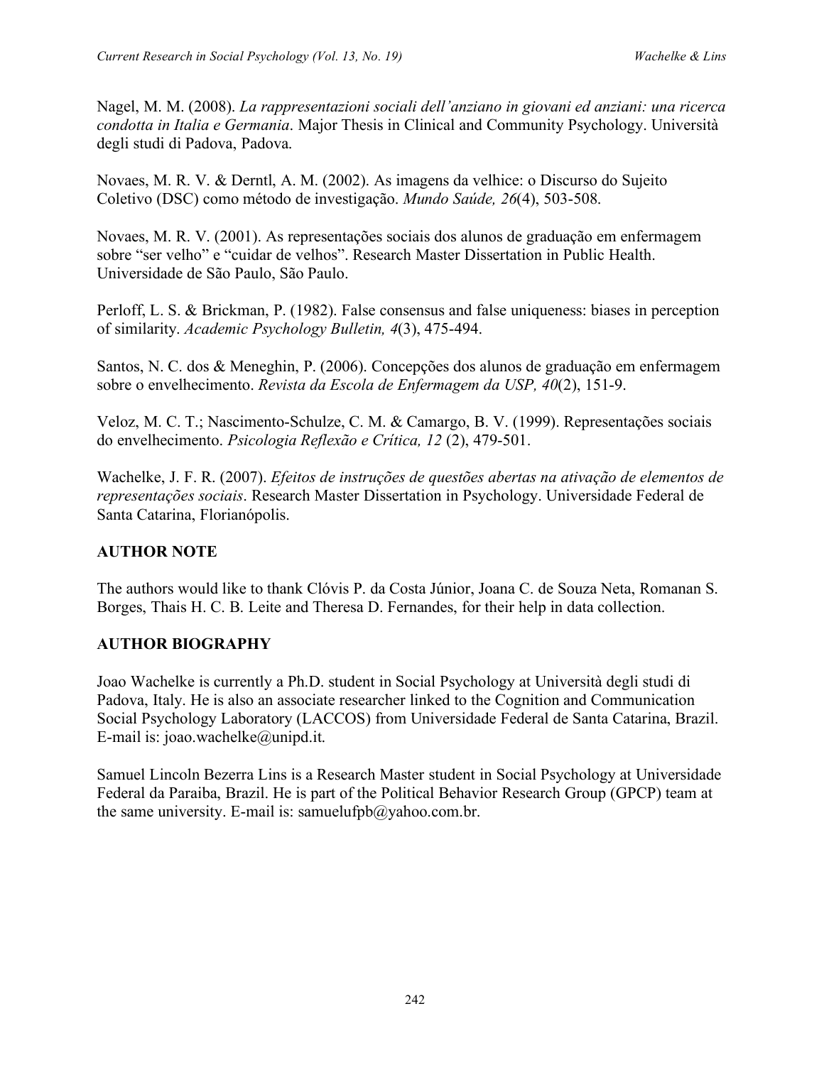Nagel, M. M. (2008). *La rappresentazioni sociali dell'anziano in giovani ed anziani: una ricerca condotta in Italia e Germania*. Major Thesis in Clinical and Community Psychology. Università degli studi di Padova, Padova.

Novaes, M. R. V. & Derntl, A. M. (2002). As imagens da velhice: o Discurso do Sujeito Coletivo (DSC) como método de investigação. *Mundo Saúde, 26*(4), 503-508.

Novaes, M. R. V. (2001). As representações sociais dos alunos de graduação em enfermagem sobre "ser velho" e "cuidar de velhos". Research Master Dissertation in Public Health. Universidade de São Paulo, São Paulo.

Perloff, L. S. & Brickman, P. (1982). False consensus and false uniqueness: biases in perception of similarity. *Academic Psychology Bulletin, 4*(3), 475-494.

Santos, N. C. dos & Meneghin, P. (2006). Concepções dos alunos de graduação em enfermagem sobre o envelhecimento. *Revista da Escola de Enfermagem da USP, 40*(2), 151-9.

Veloz, M. C. T.; Nascimento-Schulze, C. M. & Camargo, B. V. (1999). Representações sociais do envelhecimento. *Psicologia Reflexão e Crítica, 12* (2), 479-501.

Wachelke, J. F. R. (2007). *Efeitos de instruções de questões abertas na ativação de elementos de representações sociais*. Research Master Dissertation in Psychology. Universidade Federal de Santa Catarina, Florianópolis.

## AUTHOR NOTE

The authors would like to thank Clóvis P. da Costa Júnior, Joana C. de Souza Neta, Romanan S. Borges, Thais H. C. B. Leite and Theresa D. Fernandes, for their help in data collection.

## AUTHOR BIOGRAPHY

Joao Wachelke is currently a Ph.D. student in Social Psychology at Università degli studi di Padova, Italy. He is also an associate researcher linked to the Cognition and Communication Social Psychology Laboratory (LACCOS) from Universidade Federal de Santa Catarina, Brazil. E-mail is: joao.wachelke@unipd.it.

Samuel Lincoln Bezerra Lins is a Research Master student in Social Psychology at Universidade Federal da Paraiba, Brazil. He is part of the Political Behavior Research Group (GPCP) team at the same university. E-mail is: samuelufpb@yahoo.com.br.